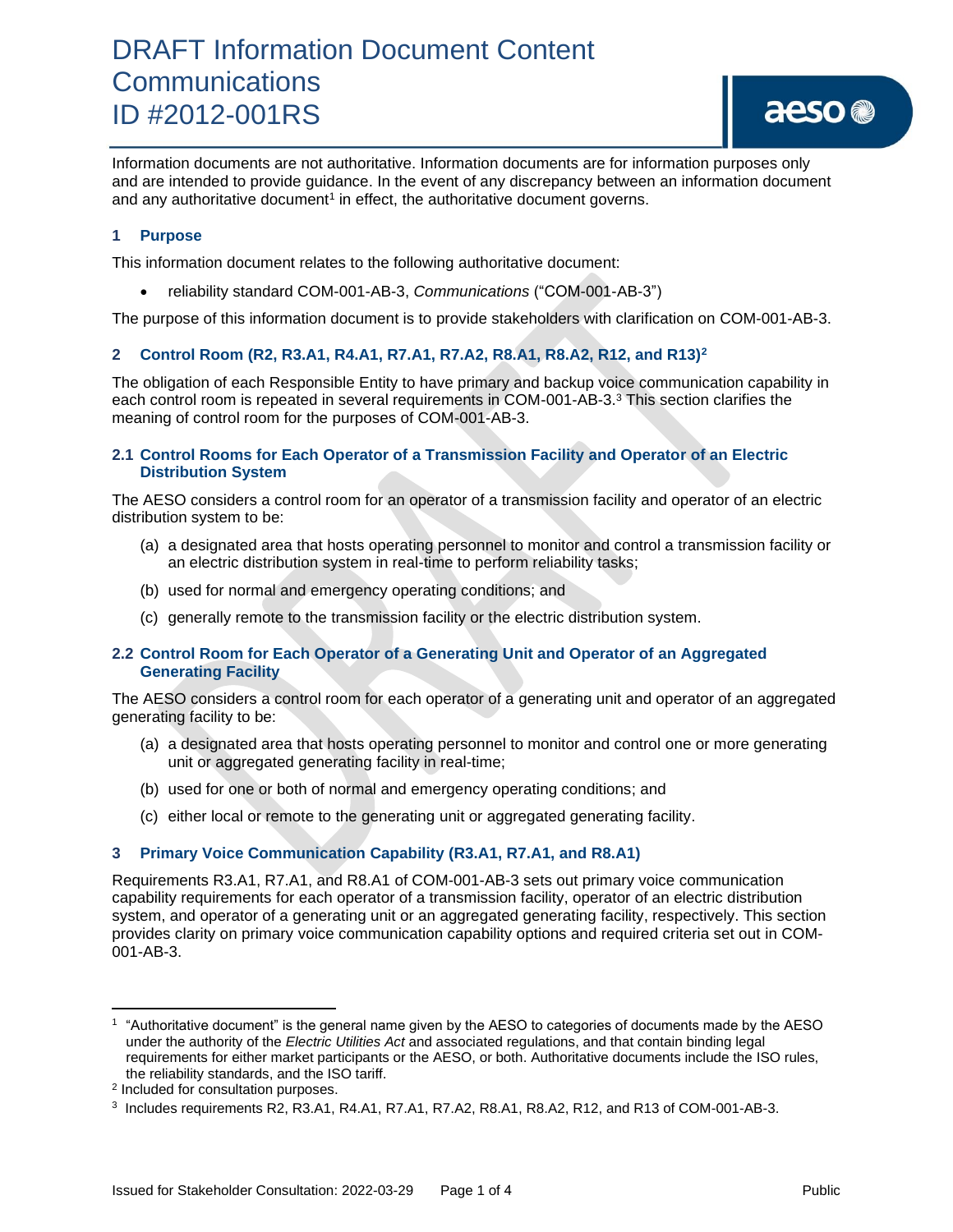# DRAFT Information Document Content Communications ID #2012-001RS

Information documents are not authoritative. Information documents are for information purposes only and are intended to provide guidance. In the event of any discrepancy between an information document and any authoritative document[1] in effect, the authoritative document governs.

## 1 Purpose

This information document relates to the following authoritative document:

- reliability standard COM-001-AB-3, *Communications* ("COM-001-AB-3")

The purpose of this information document is to provide stakeholders with clarification on COM-001-AB-3.

## 2 Control Room (R2, R3.A1, R4.A1, R7.A1, R7.A2, R8.A1, R8.A2, R12, and R13)[2]

The obligation of each Responsible Entity to have primary and backup voice communication capability in each control room is repeated in several requirements in COM-001-AB-3.[3] This section clarifies the meaning of control room for the purposes of COM-001-AB-3.

### 2.1 Control Rooms for Each Operator of a Transmission Facility and Operator of an Electric Distribution System

The AESO considers a control room for an operator of a transmission facility and operator of an electric distribution system to be:

(a) a designated area that hosts operating personnel to monitor and control a transmission facility or an electric distribution system in real-time to perform reliability tasks;

(b) used for normal and emergency operating conditions; and

(c) generally remote to the transmission facility or the electric distribution system.

### 2.2 Control Room for Each Operator of a Generating Unit and Operator of an Aggregated Generating Facility

The AESO considers a control room for each operator of a generating unit and operator of an aggregated generating facility to be:

(a) a designated area that hosts operating personnel to monitor and control one or more generating unit or aggregated generating facility in real-time;

(b) used for one or both of normal and emergency operating conditions; and

(c) either local or remote to the generating unit or aggregated generating facility.

## 3 Primary Voice Communication Capability (R3.A1, R7.A1, and R8.A1)

Requirements R3.A1, R7.A1, and R8.A1 of COM-001-AB-3 sets out primary voice communication capability requirements for each operator of a transmission facility, operator of an electric distribution system, and operator of a generating unit or an aggregated generating facility, respectively. This section provides clarity on primary voice communication capability options and required criteria set out in COM-001-AB-3.

---

[1] "Authoritative document" is the general name given by the AESO to categories of documents made by the AESO under the authority of the *Electric Utilities Act* and associated regulations, and that contain binding legal requirements for either market participants or the AESO, or both. Authoritative documents include the ISO rules, the reliability standards, and the ISO tariff.

[2] Included for consultation purposes.

[3] Includes requirements R2, R3.A1, R4.A1, R7.A1, R7.A2, R8.A1, R8.A2, R12, and R13 of COM-001-AB-3.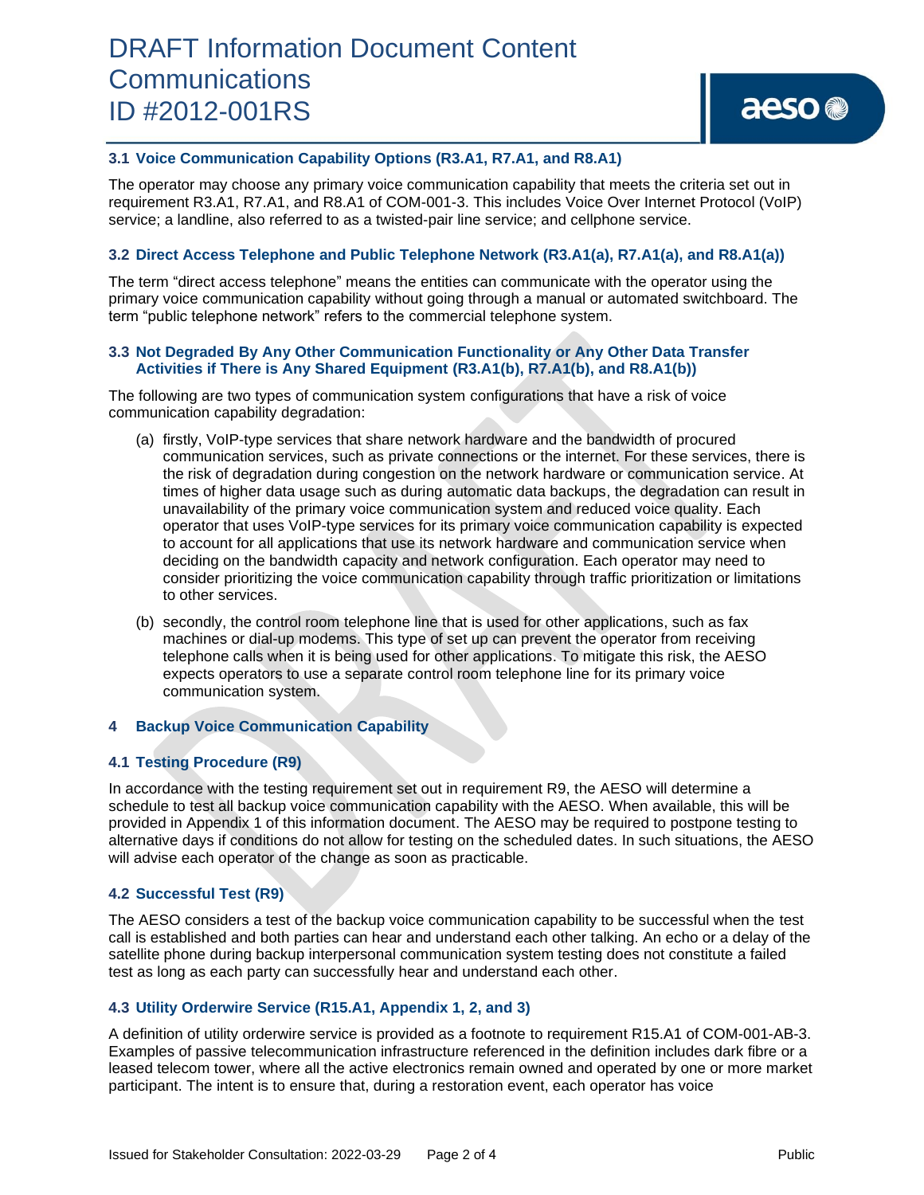### 3.1 Voice Communication Capability Options (R3.A1, R7.A1, and R8.A1)

The operator may choose any primary voice communication capability that meets the criteria set out in requirement R3.A1, R7.A1, and R8.A1 of COM-001-3. This includes Voice Over Internet Protocol (VoIP) service; a landline, also referred to as a twisted-pair line service; and cellphone service.

### 3.2 Direct Access Telephone and Public Telephone Network (R3.A1(a), R7.A1(a), and R8.A1(a))

The term "direct access telephone" means the entities can communicate with the operator using the primary voice communication capability without going through a manual or automated switchboard. The term "public telephone network" refers to the commercial telephone system.

### 3.3 Not Degraded By Any Other Communication Functionality or Any Other Data Transfer Activities if There is Any Shared Equipment (R3.A1(b), R7.A1(b), and R8.A1(b))

The following are two types of communication system configurations that have a risk of voice communication capability degradation:

(a) firstly, VoIP-type services that share network hardware and the bandwidth of procured communication services, such as private connections or the internet. For these services, there is the risk of degradation during congestion on the network hardware or communication service. At times of higher data usage such as during automatic data backups, the degradation can result in unavailability of the primary voice communication system and reduced voice quality. Each operator that uses VoIP-type services for its primary voice communication capability is expected to account for all applications that use its network hardware and communication service when deciding on the bandwidth capacity and network configuration. Each operator may need to consider prioritizing the voice communication capability through traffic prioritization or limitations to other services.

(b) secondly, the control room telephone line that is used for other applications, such as fax machines or dial-up modems. This type of set up can prevent the operator from receiving telephone calls when it is being used for other applications. To mitigate this risk, the AESO expects operators to use a separate control room telephone line for its primary voice communication system.

## 4 Backup Voice Communication Capability

### 4.1 Testing Procedure (R9)

In accordance with the testing requirement set out in requirement R9, the AESO will determine a schedule to test all backup voice communication capability with the AESO. When available, this will be provided in Appendix 1 of this information document. The AESO may be required to postpone testing to alternative days if conditions do not allow for testing on the scheduled dates. In such situations, the AESO will advise each operator of the change as soon as practicable.

### 4.2 Successful Test (R9)

The AESO considers a test of the backup voice communication capability to be successful when the test call is established and both parties can hear and understand each other talking. An echo or a delay of the satellite phone during backup interpersonal communication system testing does not constitute a failed test as long as each party can successfully hear and understand each other.

### 4.3 Utility Orderwire Service (R15.A1, Appendix 1, 2, and 3)

A definition of utility orderwire service is provided as a footnote to requirement R15.A1 of COM-001-AB-3. Examples of passive telecommunication infrastructure referenced in the definition includes dark fibre or a leased telecom tower, where all the active electronics remain owned and operated by one or more market participant. The intent is to ensure that, during a restoration event, each operator has voice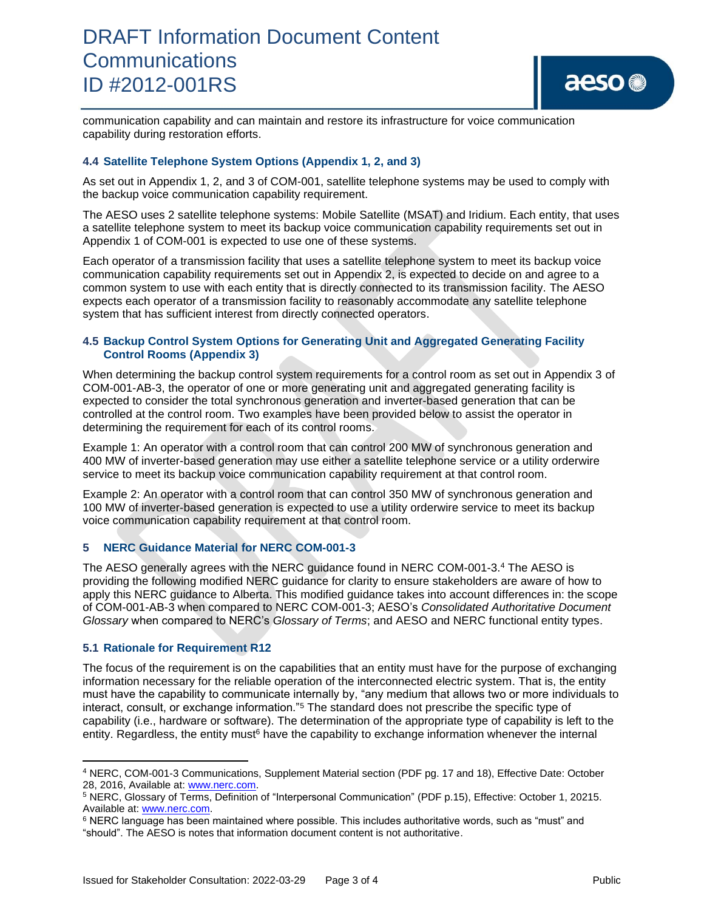communication capability and can maintain and restore its infrastructure for voice communication capability during restoration efforts.

### 4.4 Satellite Telephone System Options (Appendix 1, 2, and 3)

As set out in Appendix 1, 2, and 3 of COM-001, satellite telephone systems may be used to comply with the backup voice communication capability requirement.

The AESO uses 2 satellite telephone systems: Mobile Satellite (MSAT) and Iridium. Each entity, that uses a satellite telephone system to meet its backup voice communication capability requirements set out in Appendix 1 of COM-001 is expected to use one of these systems.

Each operator of a transmission facility that uses a satellite telephone system to meet its backup voice communication capability requirements set out in Appendix 2, is expected to decide on and agree to a common system to use with each entity that is directly connected to its transmission facility. The AESO expects each operator of a transmission facility to reasonably accommodate any satellite telephone system that has sufficient interest from directly connected operators.

### 4.5 Backup Control System Options for Generating Unit and Aggregated Generating Facility Control Rooms (Appendix 3)

When determining the backup control system requirements for a control room as set out in Appendix 3 of COM-001-AB-3, the operator of one or more generating unit and aggregated generating facility is expected to consider the total synchronous generation and inverter-based generation that can be controlled at the control room. Two examples have been provided below to assist the operator in determining the requirement for each of its control rooms.

Example 1: An operator with a control room that can control 200 MW of synchronous generation and 400 MW of inverter-based generation may use either a satellite telephone service or a utility orderwire service to meet its backup voice communication capability requirement at that control room.

Example 2: An operator with a control room that can control 350 MW of synchronous generation and 100 MW of inverter-based generation is expected to use a utility orderwire service to meet its backup voice communication capability requirement at that control room.

## 5 NERC Guidance Material for NERC COM-001-3

The AESO generally agrees with the NERC guidance found in NERC COM-001-3.[4] The AESO is providing the following modified NERC guidance for clarity to ensure stakeholders are aware of how to apply this NERC guidance to Alberta. This modified guidance takes into account differences in: the scope of COM-001-AB-3 when compared to NERC COM-001-3; AESO's *Consolidated Authoritative Document Glossary* when compared to NERC's *Glossary of Terms*; and AESO and NERC functional entity types.

### 5.1 Rationale for Requirement R12

The focus of the requirement is on the capabilities that an entity must have for the purpose of exchanging information necessary for the reliable operation of the interconnected electric system. That is, the entity must have the capability to communicate internally by, "any medium that allows two or more individuals to interact, consult, or exchange information."[5] The standard does not prescribe the specific type of capability (i.e., hardware or software). The determination of the appropriate type of capability is left to the entity. Regardless, the entity must[6] have the capability to exchange information whenever the internal

---

[4] NERC, COM-001-3 Communications, Supplement Material section (PDF pg. 17 and 18), Effective Date: October 28, 2016, Available at: www.nerc.com.

[5] NERC, Glossary of Terms, Definition of "Interpersonal Communication" (PDF p.15), Effective: October 1, 20215. Available at: www.nerc.com.

[6] NERC language has been maintained where possible. This includes authoritative words, such as "must" and "should". The AESO is notes that information document content is not authoritative.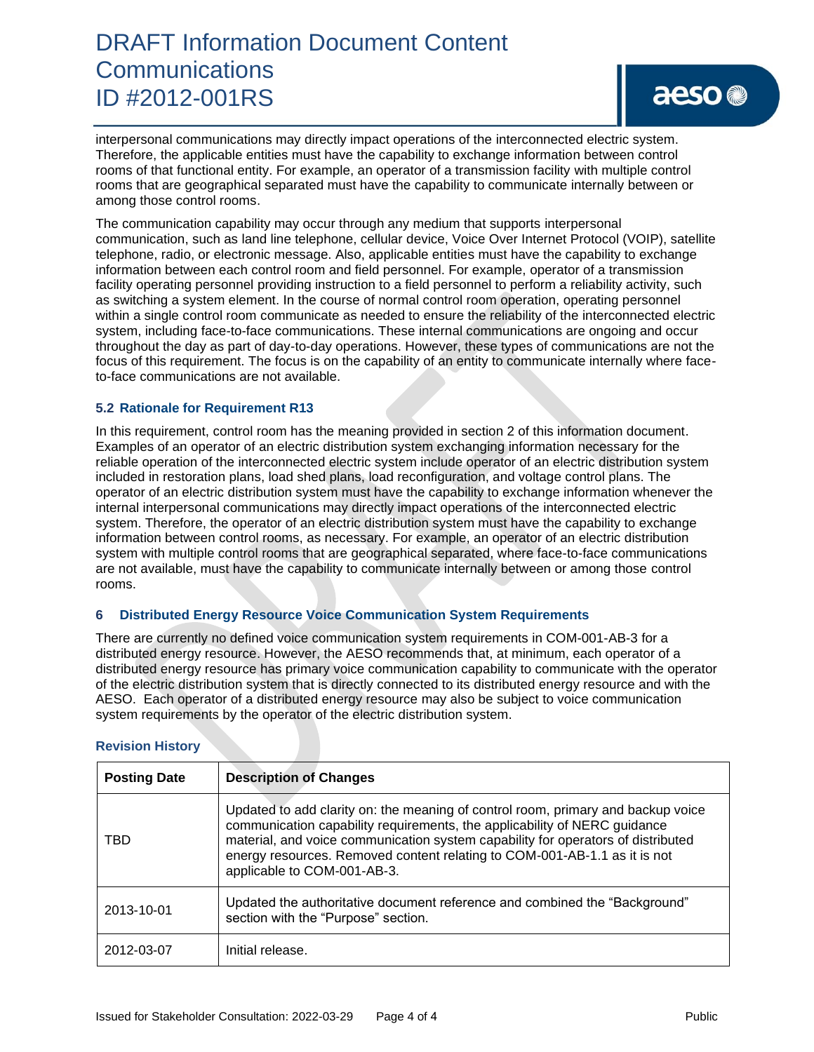interpersonal communications may directly impact operations of the interconnected electric system. Therefore, the applicable entities must have the capability to exchange information between control rooms of that functional entity. For example, an operator of a transmission facility with multiple control rooms that are geographical separated must have the capability to communicate internally between or among those control rooms.

The communication capability may occur through any medium that supports interpersonal communication, such as land line telephone, cellular device, Voice Over Internet Protocol (VOIP), satellite telephone, radio, or electronic message. Also, applicable entities must have the capability to exchange information between each control room and field personnel. For example, operator of a transmission facility operating personnel providing instruction to a field personnel to perform a reliability activity, such as switching a system element. In the course of normal control room operation, operating personnel within a single control room communicate as needed to ensure the reliability of the interconnected electric system, including face-to-face communications. These internal communications are ongoing and occur throughout the day as part of day-to-day operations. However, these types of communications are not the focus of this requirement. The focus is on the capability of an entity to communicate internally where face-to-face communications are not available.

### 5.2 Rationale for Requirement R13

In this requirement, control room has the meaning provided in section 2 of this information document. Examples of an operator of an electric distribution system exchanging information necessary for the reliable operation of the interconnected electric system include operator of an electric distribution system included in restoration plans, load shed plans, load reconfiguration, and voltage control plans. The operator of an electric distribution system must have the capability to exchange information whenever the internal interpersonal communications may directly impact operations of the interconnected electric system. Therefore, the operator of an electric distribution system must have the capability to exchange information between control rooms, as necessary. For example, an operator of an electric distribution system with multiple control rooms that are geographical separated, where face-to-face communications are not available, must have the capability to communicate internally between or among those control rooms.

## 6 Distributed Energy Resource Voice Communication System Requirements

There are currently no defined voice communication system requirements in COM-001-AB-3 for a distributed energy resource. However, the AESO recommends that, at minimum, each operator of a distributed energy resource has primary voice communication capability to communicate with the operator of the electric distribution system that is directly connected to its distributed energy resource and with the AESO. Each operator of a distributed energy resource may also be subject to voice communication system requirements by the operator of the electric distribution system.

### Revision History

| Posting Date | Description of Changes |
| --- | --- |
| TBD | Updated to add clarity on: the meaning of control room, primary and backup voice communication capability requirements, the applicability of NERC guidance material, and voice communication system capability for operators of distributed energy resources. Removed content relating to COM-001-AB-1.1 as it is not applicable to COM-001-AB-3. |
| 2013-10-01 | Updated the authoritative document reference and combined the "Background" section with the "Purpose" section. |
| 2012-03-07 | Initial release. |